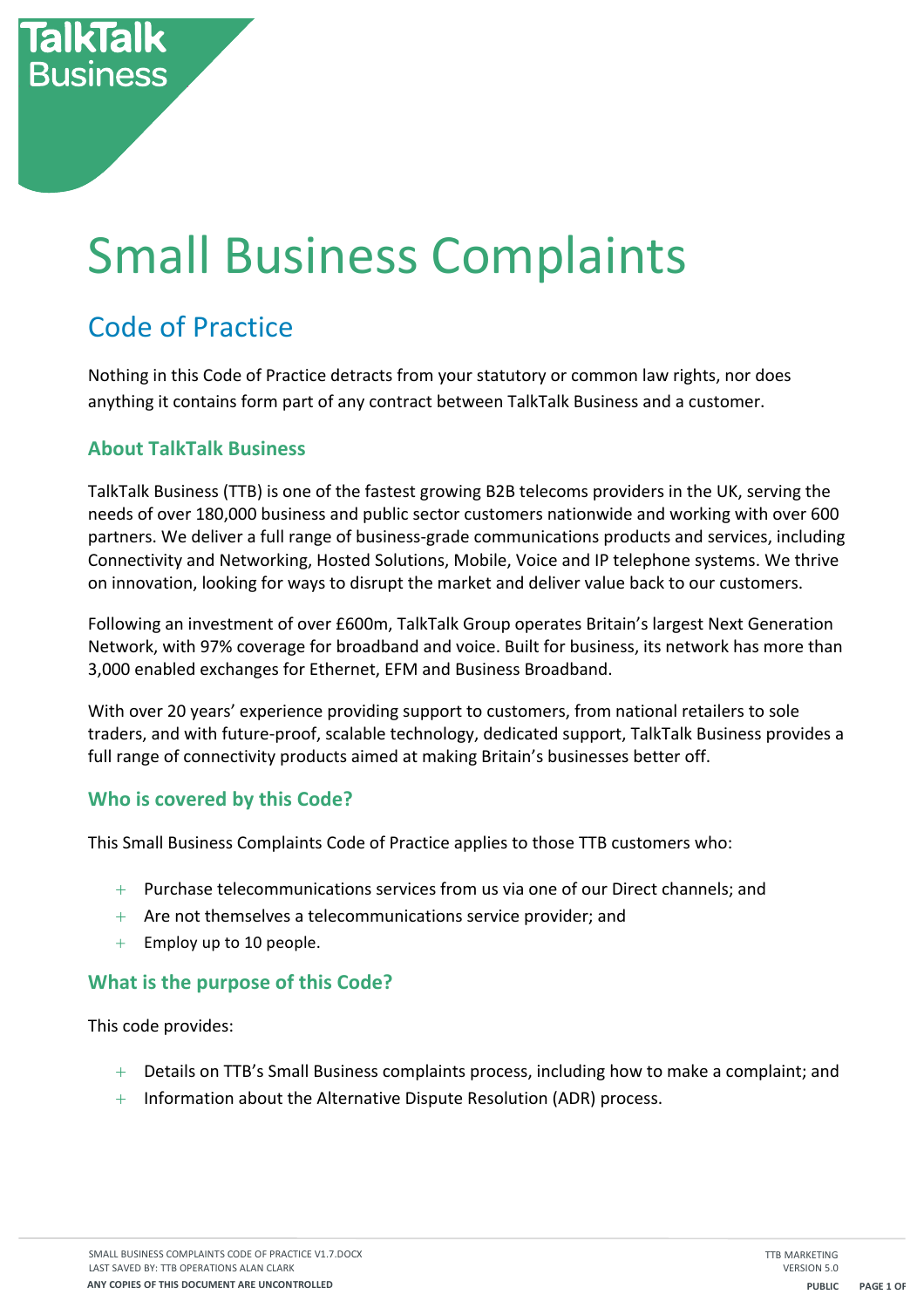# Small Business Complaints

## Code of Practice

Nothing in this Code of Practice detracts from your statutory or common law rights, nor does anything it contains form part of any contract between TalkTalk Business and a customer.

### About TalkTalk Business

TalkTalk Business (TTB) is one of the fastest growing B2B telecoms providers in the UK, serving the needs of over 180,000 business and public sector customers nationwide and working with over 600 partners. We deliver a full range of business-grade communications products and services, including Connectivity and Networking, Hosted Solutions, Mobile, Voice and IP telephone systems. We thrive on innovation, looking for ways to disrupt the market and deliver value back to our customers.

Following an investment of over £600m, TalkTalk Group operates Britain's largest Next Generation Network, with 97% coverage for broadband and voice. Built for business, its network has more than 3,000 enabled exchanges for Ethernet, EFM and Business Broadband.

With over 20 years' experience providing support to customers, from national retailers to sole traders, and with future-proof, scalable technology, dedicated support, TalkTalk Business provides a full range of connectivity products aimed at making Britain's businesses better off.

### Who is covered by this Code?

This Small Business Complaints Code of Practice applies to those TTB customers who:

- Purchase telecommunications services from us via one of our Direct channels; and
- Are not themselves a telecommunications service provider; and
- Employ up to 10 people.

### What is the purpose of this Code?

This code provides:

- Details on TTB's Small Business complaints process, including how to make a complaint; and
- Information about the Alternative Dispute Resolution (ADR) process.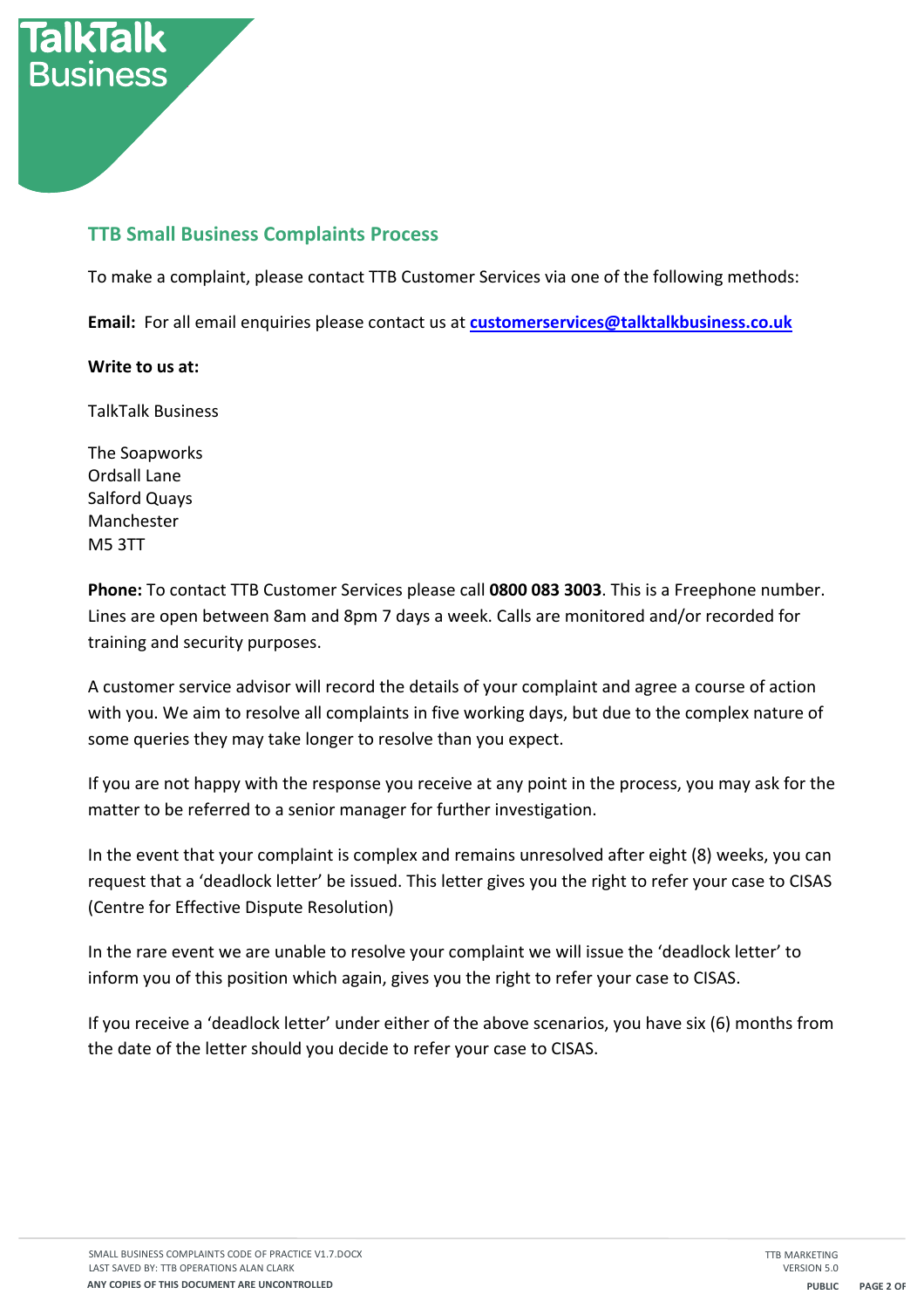## TTB Small Business Complaints Process

To make a complaint, please contact TTB Customer Services via one of the following methods:

**Email:** For all email enquiries please contact us at **customerservices@talktalkbusiness.co.uk**

**Write to us at:**

TalkTalk Business

The Soapworks
Ordsall Lane
Salford Quays
Manchester
M5 3TT

**Phone:** To contact TTB Customer Services please call **0800 083 3003**. This is a Freephone number. Lines are open between 8am and 8pm 7 days a week. Calls are monitored and/or recorded for training and security purposes.

A customer service advisor will record the details of your complaint and agree a course of action with you. We aim to resolve all complaints in five working days, but due to the complex nature of some queries they may take longer to resolve than you expect.

If you are not happy with the response you receive at any point in the process, you may ask for the matter to be referred to a senior manager for further investigation.

In the event that your complaint is complex and remains unresolved after eight (8) weeks, you can request that a 'deadlock letter' be issued. This letter gives you the right to refer your case to CISAS (Centre for Effective Dispute Resolution)

In the rare event we are unable to resolve your complaint we will issue the 'deadlock letter' to inform you of this position which again, gives you the right to refer your case to CISAS.

If you receive a 'deadlock letter' under either of the above scenarios, you have six (6) months from the date of the letter should you decide to refer your case to CISAS.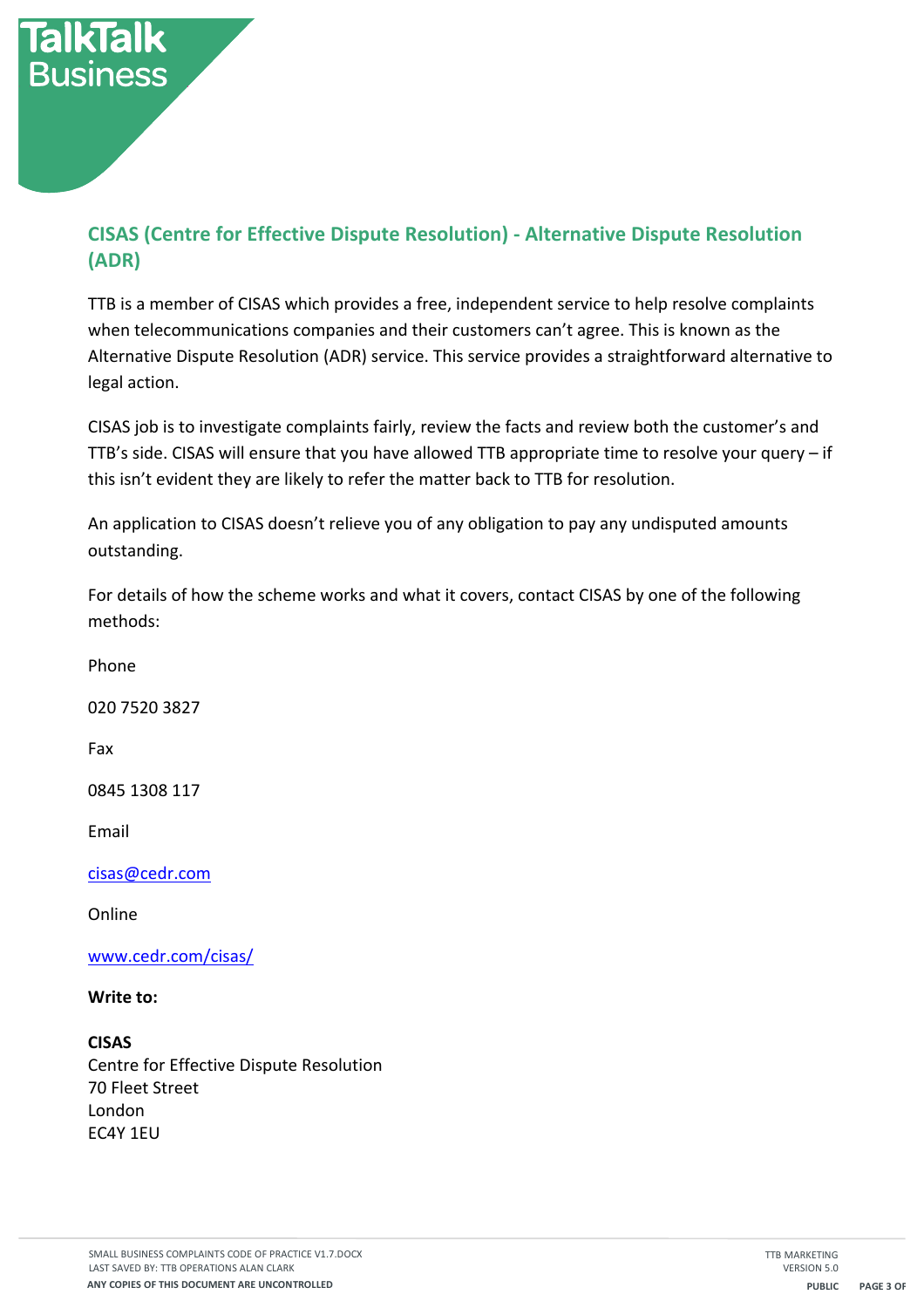## CISAS (Centre for Effective Dispute Resolution) - Alternative Dispute Resolution (ADR)

TTB is a member of CISAS which provides a free, independent service to help resolve complaints when telecommunications companies and their customers can't agree. This is known as the Alternative Dispute Resolution (ADR) service. This service provides a straightforward alternative to legal action.

CISAS job is to investigate complaints fairly, review the facts and review both the customer's and TTB's side. CISAS will ensure that you have allowed TTB appropriate time to resolve your query – if this isn't evident they are likely to refer the matter back to TTB for resolution.

An application to CISAS doesn't relieve you of any obligation to pay any undisputed amounts outstanding.

For details of how the scheme works and what it covers, contact CISAS by one of the following methods:

Phone

020 7520 3827

Fax

0845 1308 117

Email

[cisas@cedr.com](mailto:cisas@cedr.com)

Online

[www.cedr.com/cisas/](http://www.cedr.com/cisas/)

**Write to:**

**CISAS**
Centre for Effective Dispute Resolution
70 Fleet Street
London
EC4Y 1EU